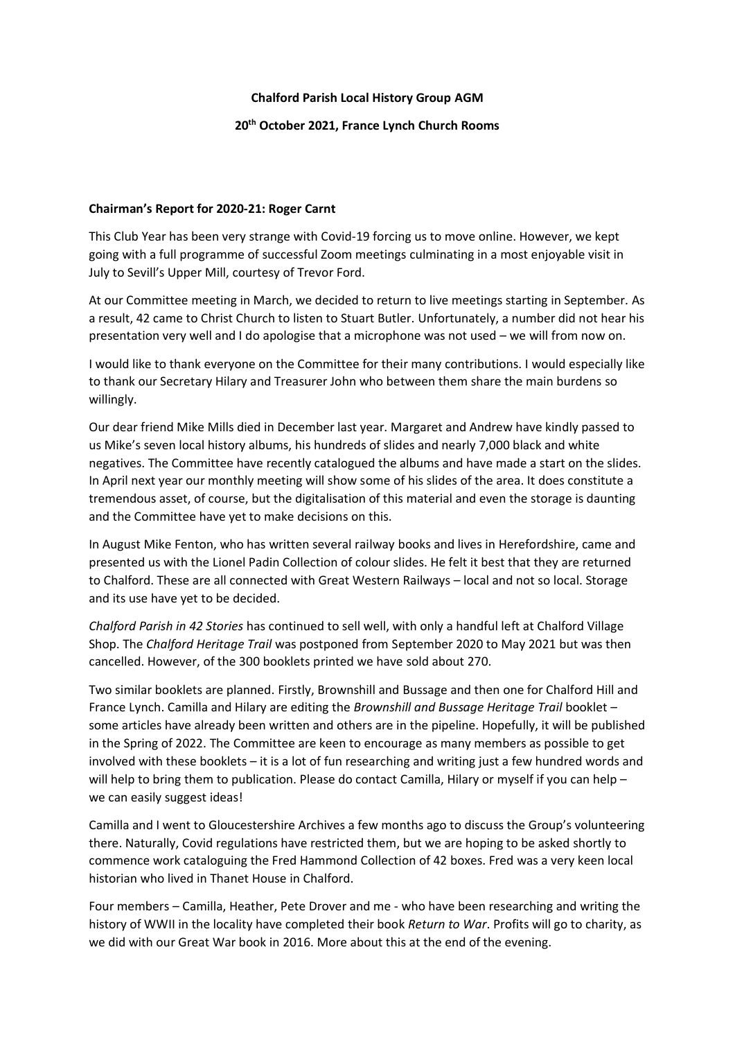**Chalford Parish Local History Group AGM**

**20th October 2021, France Lynch Church Rooms**

**Chairman's Report for 2020-21: Roger Carnt**

This Club Year has been very strange with Covid-19 forcing us to move online. However, we kept going with a full programme of successful Zoom meetings culminating in a most enjoyable visit in July to Sevill's Upper Mill, courtesy of Trevor Ford.

At our Committee meeting in March, we decided to return to live meetings starting in September. As a result, 42 came to Christ Church to listen to Stuart Butler. Unfortunately, a number did not hear his presentation very well and I do apologise that a microphone was not used – we will from now on.

I would like to thank everyone on the Committee for their many contributions. I would especially like to thank our Secretary Hilary and Treasurer John who between them share the main burdens so willingly.

Our dear friend Mike Mills died in December last year. Margaret and Andrew have kindly passed to us Mike's seven local history albums, his hundreds of slides and nearly 7,000 black and white negatives. The Committee have recently catalogued the albums and have made a start on the slides. In April next year our monthly meeting will show some of his slides of the area. It does constitute a tremendous asset, of course, but the digitalisation of this material and even the storage is daunting and the Committee have yet to make decisions on this.

In August Mike Fenton, who has written several railway books and lives in Herefordshire, came and presented us with the Lionel Padin Collection of colour slides. He felt it best that they are returned to Chalford. These are all connected with Great Western Railways – local and not so local. Storage and its use have yet to be decided.

*Chalford Parish in 42 Stories* has continued to sell well, with only a handful left at Chalford Village Shop. The *Chalford Heritage Trail* was postponed from September 2020 to May 2021 but was then cancelled. However, of the 300 booklets printed we have sold about 270.

Two similar booklets are planned. Firstly, Brownshill and Bussage and then one for Chalford Hill and France Lynch. Camilla and Hilary are editing the *Brownshill and Bussage Heritage Trail* booklet – some articles have already been written and others are in the pipeline. Hopefully, it will be published in the Spring of 2022. The Committee are keen to encourage as many members as possible to get involved with these booklets – it is a lot of fun researching and writing just a few hundred words and will help to bring them to publication. Please do contact Camilla, Hilary or myself if you can help – we can easily suggest ideas!

Camilla and I went to Gloucestershire Archives a few months ago to discuss the Group's volunteering there. Naturally, Covid regulations have restricted them, but we are hoping to be asked shortly to commence work cataloguing the Fred Hammond Collection of 42 boxes. Fred was a very keen local historian who lived in Thanet House in Chalford.

Four members – Camilla, Heather, Pete Drover and me - who have been researching and writing the history of WWII in the locality have completed their book *Return to War*. Profits will go to charity, as we did with our Great War book in 2016. More about this at the end of the evening.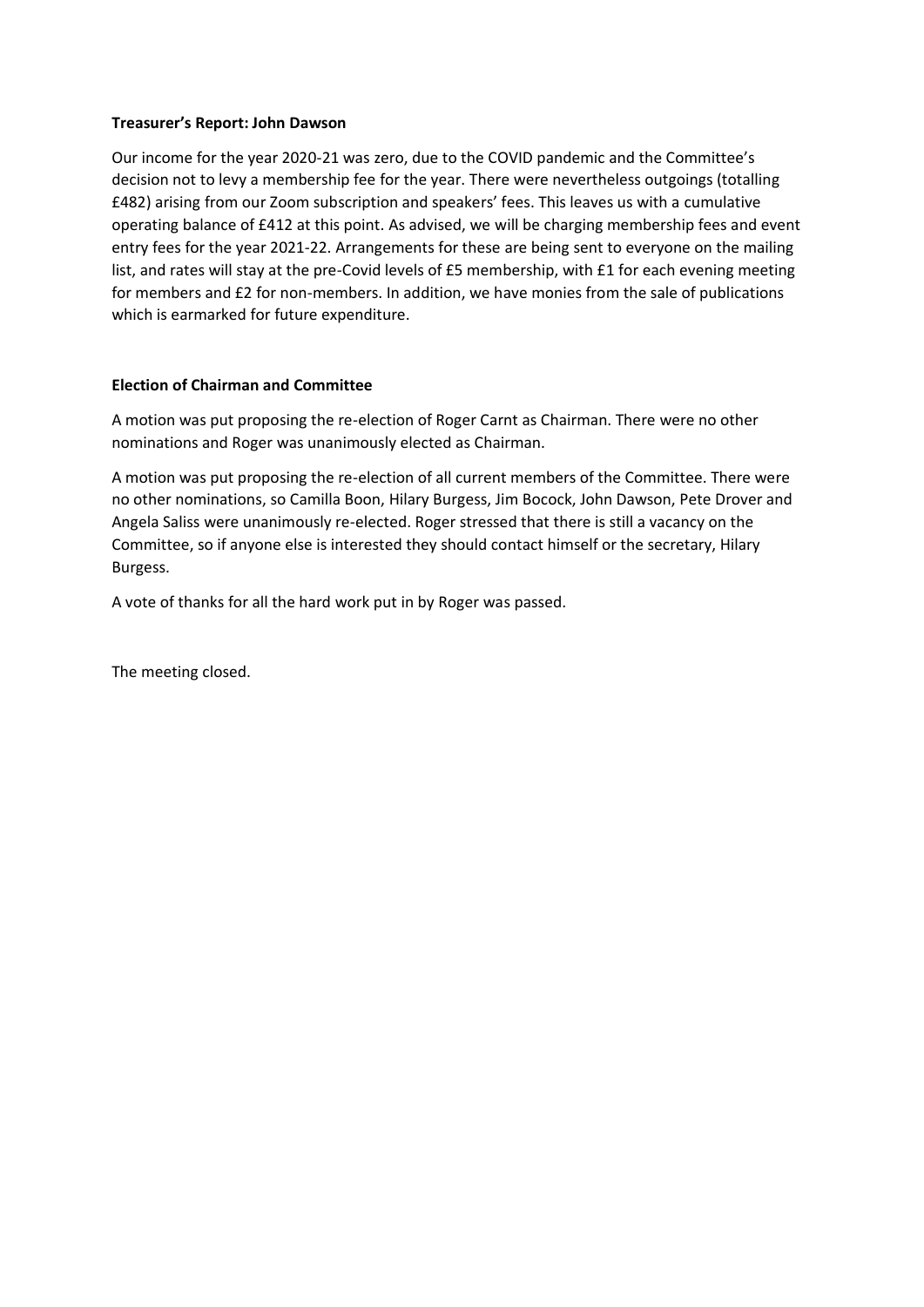**Treasurer's Report: John Dawson**

Our income for the year 2020-21 was zero, due to the COVID pandemic and the Committee's decision not to levy a membership fee for the year. There were nevertheless outgoings (totalling £482) arising from our Zoom subscription and speakers' fees. This leaves us with a cumulative operating balance of £412 at this point. As advised, we will be charging membership fees and event entry fees for the year 2021-22. Arrangements for these are being sent to everyone on the mailing list, and rates will stay at the pre-Covid levels of £5 membership, with £1 for each evening meeting for members and £2 for non-members. In addition, we have monies from the sale of publications which is earmarked for future expenditure.

**Election of Chairman and Committee**

A motion was put proposing the re-election of Roger Carnt as Chairman. There were no other nominations and Roger was unanimously elected as Chairman.

A motion was put proposing the re-election of all current members of the Committee. There were no other nominations, so Camilla Boon, Hilary Burgess, Jim Bocock, John Dawson, Pete Drover and Angela Saliss were unanimously re-elected. Roger stressed that there is still a vacancy on the Committee, so if anyone else is interested they should contact himself or the secretary, Hilary Burgess.

A vote of thanks for all the hard work put in by Roger was passed.

The meeting closed.